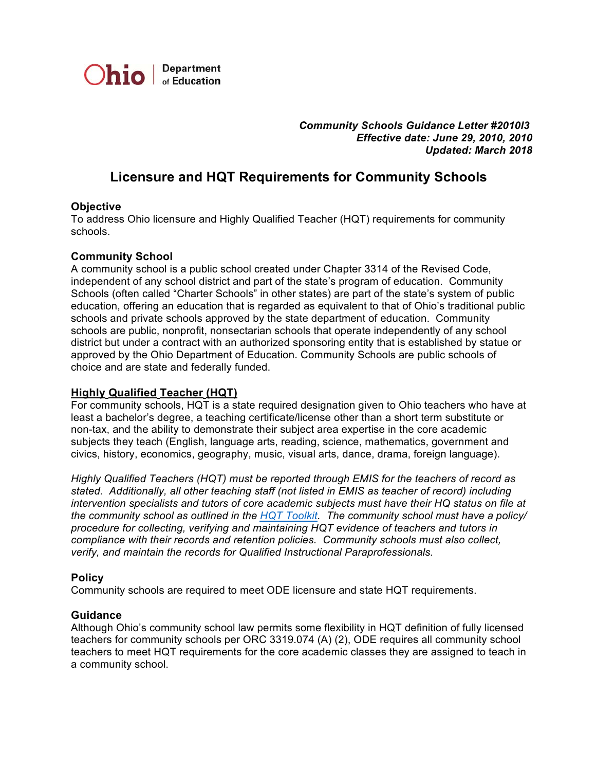Ohio | Department of Education

***Community Schools Guidance Letter #2010I3***
***Effective date: June 29, 2010, 2010***
***Updated: March 2018***

# Licensure and HQT Requirements for Community Schools

### Objective

To address Ohio licensure and Highly Qualified Teacher (HQT) requirements for community schools.

### Community School

A community school is a public school created under Chapter 3314 of the Revised Code, independent of any school district and part of the state's program of education. Community Schools (often called "Charter Schools" in other states) are part of the state's system of public education, offering an education that is regarded as equivalent to that of Ohio's traditional public schools and private schools approved by the state department of education. Community schools are public, nonprofit, nonsectarian schools that operate independently of any school district but under a contract with an authorized sponsoring entity that is established by statue or approved by the Ohio Department of Education. Community Schools are public schools of choice and are state and federally funded.

### Highly Qualified Teacher (HQT)

For community schools, HQT is a state required designation given to Ohio teachers who have at least a bachelor's degree, a teaching certificate/license other than a short term substitute or non-tax, and the ability to demonstrate their subject area expertise in the core academic subjects they teach (English, language arts, reading, science, mathematics, government and civics, history, economics, geography, music, visual arts, dance, drama, foreign language).

*Highly Qualified Teachers (HQT) must be reported through EMIS for the teachers of record as stated. Additionally, all other teaching staff (not listed in EMIS as teacher of record) including intervention specialists and tutors of core academic subjects must have their HQ status on file at the community school as outlined in the HQT Toolkit. The community school must have a policy/procedure for collecting, verifying and maintaining HQT evidence of teachers and tutors in compliance with their records and retention policies. Community schools must also collect, verify, and maintain the records for Qualified Instructional Paraprofessionals.*

### Policy

Community schools are required to meet ODE licensure and state HQT requirements.

### Guidance

Although Ohio's community school law permits some flexibility in HQT definition of fully licensed teachers for community schools per ORC 3319.074 (A) (2), ODE requires all community school teachers to meet HQT requirements for the core academic classes they are assigned to teach in a community school.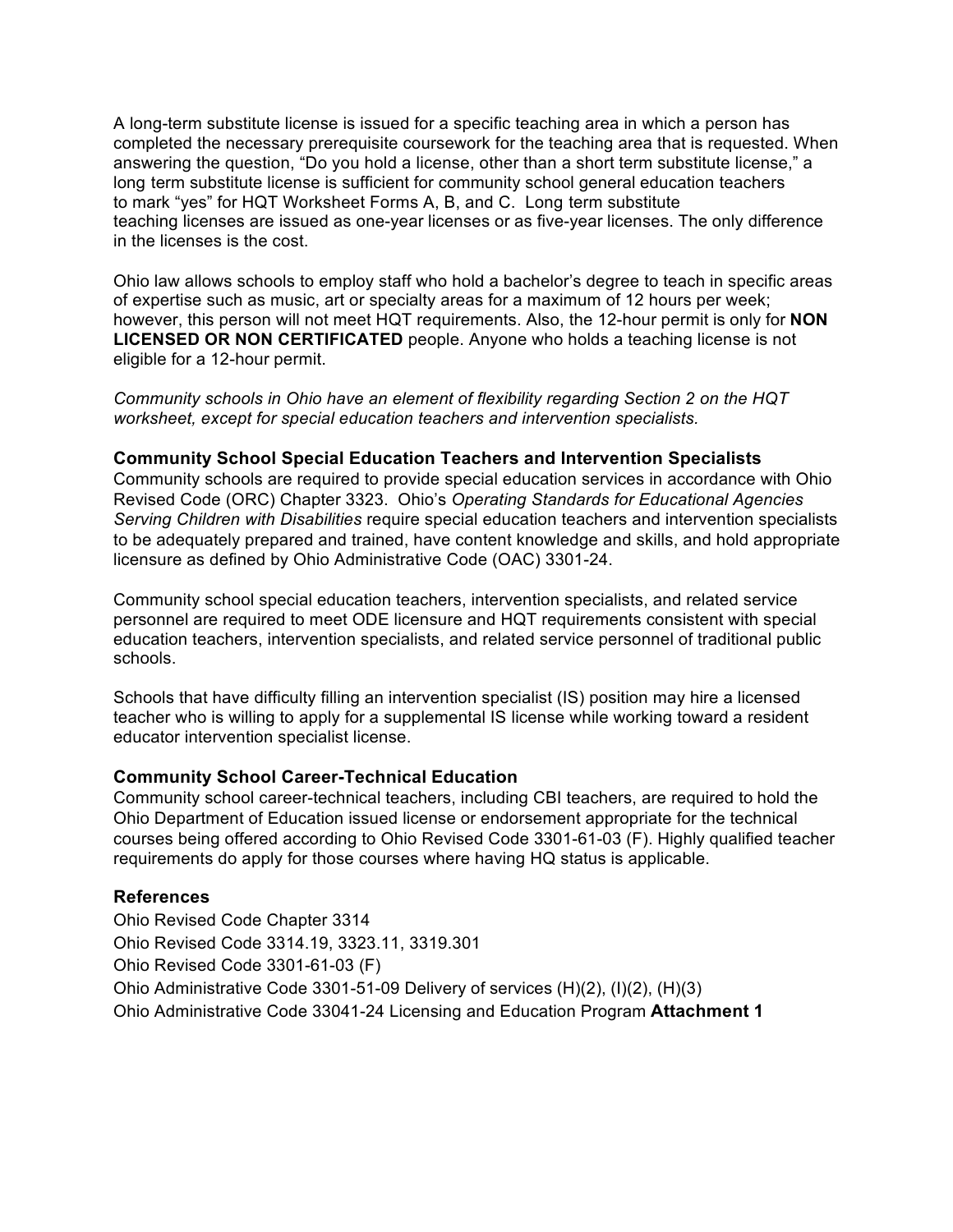A long-term substitute license is issued for a specific teaching area in which a person has completed the necessary prerequisite coursework for the teaching area that is requested. When answering the question, "Do you hold a license, other than a short term substitute license," a long term substitute license is sufficient for community school general education teachers to mark "yes" for HQT Worksheet Forms A, B, and C. Long term substitute teaching licenses are issued as one-year licenses or as five-year licenses. The only difference in the licenses is the cost.

Ohio law allows schools to employ staff who hold a bachelor's degree to teach in specific areas of expertise such as music, art or specialty areas for a maximum of 12 hours per week; however, this person will not meet HQT requirements. Also, the 12-hour permit is only for **NON LICENSED OR NON CERTIFICATED** people. Anyone who holds a teaching license is not eligible for a 12-hour permit.

*Community schools in Ohio have an element of flexibility regarding Section 2 on the HQT worksheet, except for special education teachers and intervention specialists.*

### Community School Special Education Teachers and Intervention Specialists

Community schools are required to provide special education services in accordance with Ohio Revised Code (ORC) Chapter 3323. Ohio's *Operating Standards for Educational Agencies Serving Children with Disabilities* require special education teachers and intervention specialists to be adequately prepared and trained, have content knowledge and skills, and hold appropriate licensure as defined by Ohio Administrative Code (OAC) 3301-24.

Community school special education teachers, intervention specialists, and related service personnel are required to meet ODE licensure and HQT requirements consistent with special education teachers, intervention specialists, and related service personnel of traditional public schools.

Schools that have difficulty filling an intervention specialist (IS) position may hire a licensed teacher who is willing to apply for a supplemental IS license while working toward a resident educator intervention specialist license.

### Community School Career-Technical Education

Community school career-technical teachers, including CBI teachers, are required to hold the Ohio Department of Education issued license or endorsement appropriate for the technical courses being offered according to Ohio Revised Code 3301-61-03 (F). Highly qualified teacher requirements do apply for those courses where having HQ status is applicable.

### References

Ohio Revised Code Chapter 3314
Ohio Revised Code 3314.19, 3323.11, 3319.301
Ohio Revised Code 3301-61-03 (F)
Ohio Administrative Code 3301-51-09 Delivery of services (H)(2), (I)(2), (H)(3)
Ohio Administrative Code 33041-24 Licensing and Education Program **Attachment 1**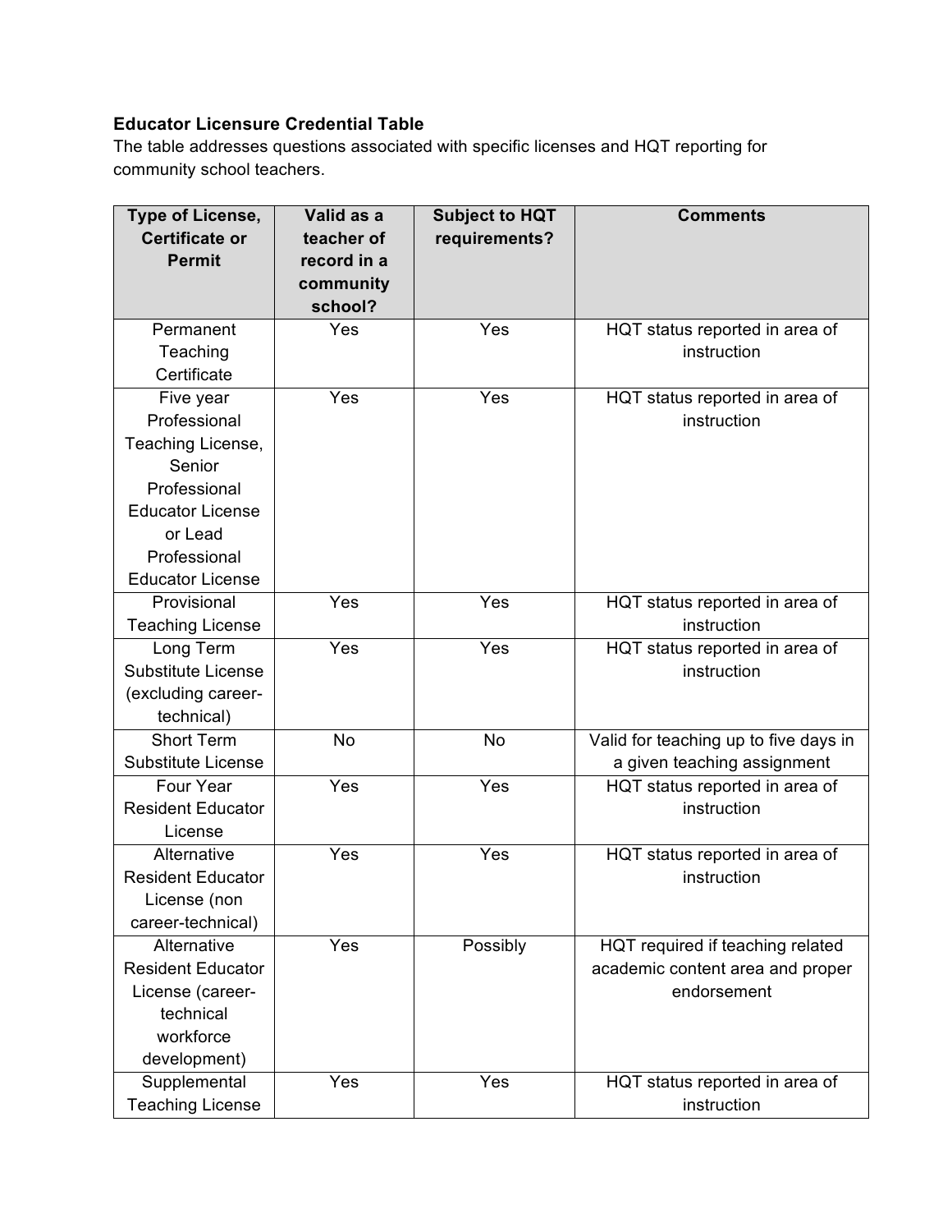**Educator Licensure Credential Table**

The table addresses questions associated with specific licenses and HQT reporting for community school teachers.

| Type of License, Certificate or Permit | Valid as a teacher of record in a community school? | Subject to HQT requirements? | Comments |
|---|---|---|---|
| Permanent Teaching Certificate | Yes | Yes | HQT status reported in area of instruction |
| Five year Professional Teaching License, Senior Professional Educator License or Lead Professional Educator License | Yes | Yes | HQT status reported in area of instruction |
| Provisional Teaching License | Yes | Yes | HQT status reported in area of instruction |
| Long Term Substitute License (excluding career-technical) | Yes | Yes | HQT status reported in area of instruction |
| Short Term Substitute License | No | No | Valid for teaching up to five days in a given teaching assignment |
| Four Year Resident Educator License | Yes | Yes | HQT status reported in area of instruction |
| Alternative Resident Educator License (non career-technical) | Yes | Yes | HQT status reported in area of instruction |
| Alternative Resident Educator License (career-technical workforce development) | Yes | Possibly | HQT required if teaching related academic content area and proper endorsement |
| Supplemental Teaching License | Yes | Yes | HQT status reported in area of instruction |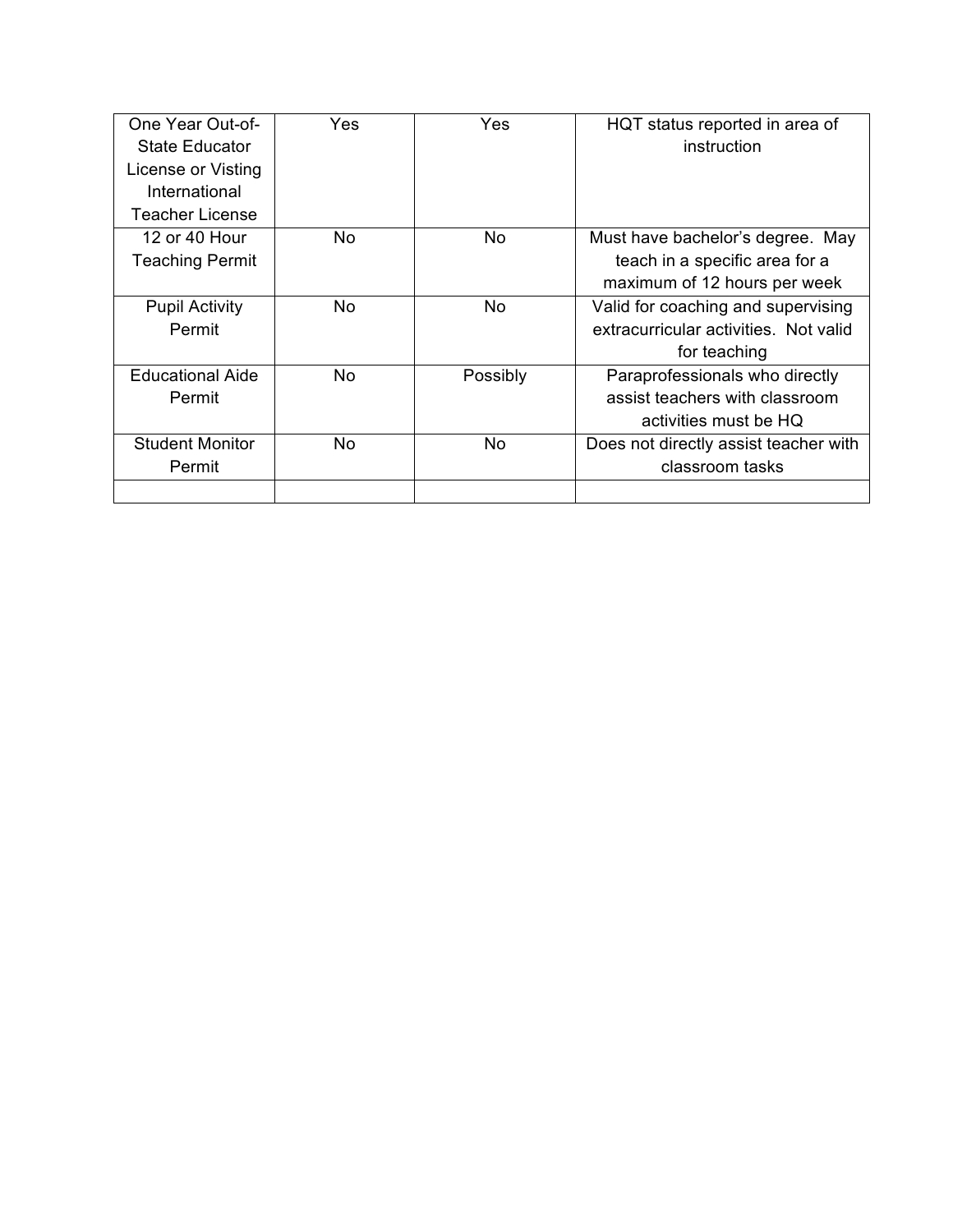| | | | |
|---|---|---|---|
| One Year Out-of-State Educator License or Visting International Teacher License | Yes | Yes | HQT status reported in area of instruction |
| 12 or 40 Hour Teaching Permit | No | No | Must have bachelor's degree. May teach in a specific area for a maximum of 12 hours per week |
| Pupil Activity Permit | No | No | Valid for coaching and supervising extracurricular activities. Not valid for teaching |
| Educational Aide Permit | No | Possibly | Paraprofessionals who directly assist teachers with classroom activities must be HQ |
| Student Monitor Permit | No | No | Does not directly assist teacher with classroom tasks |
| | | | |